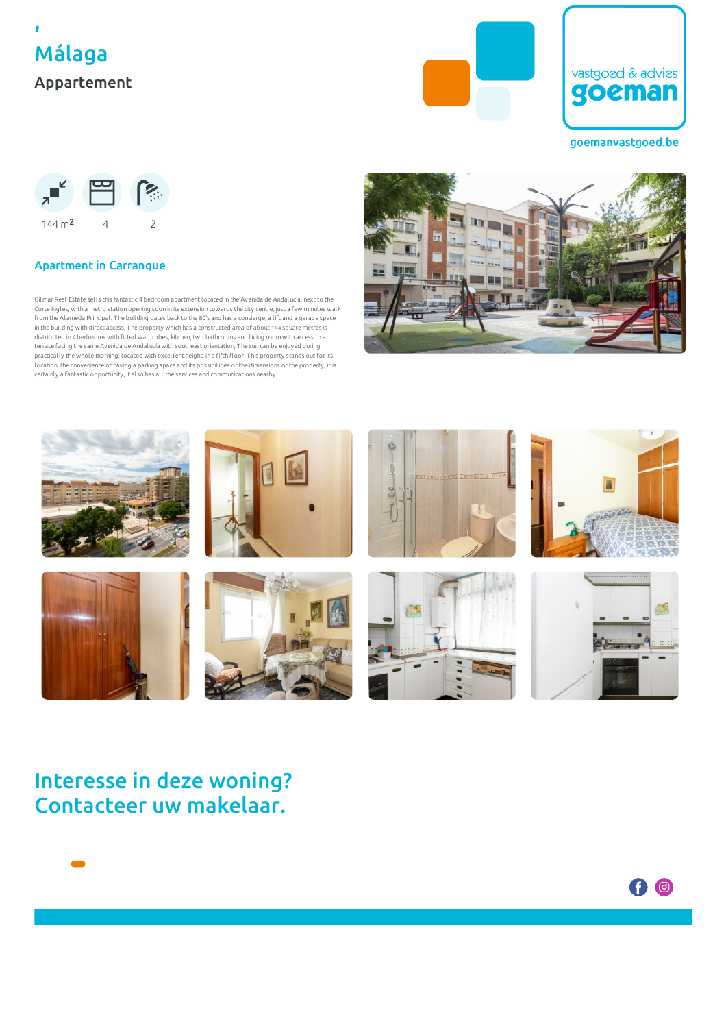,

# Málaga

Appartement

vastgoed & advies
goeman

goemanvastgoed.be

144 m2 | 4 | 2

## Apartment in Carranque

Gilmar Real Estate sells this fantastic 4 bedroom apartment located in the Avenida de Andalucía, next to the Corte Ingles, with a metro station opening soon in its extension towards the city centre, just a few minutes walk from the Alameda Principal. The building dates back to the 80's and has a consierge, a lift and a garage space in the building with direct access. The property which has a constructed area of about 144 square metres is distributed in 4 bedrooms with fitted wardrobes, kitchen, two bathrooms and living room with access to a terrace facing the same Avenida de Andalucia with southeast orientation, The sun can be enjoyed during practically the whole morning, located with excellent height, in a fifth floor. This property stands out for its location, the convenience of having a parking space and its possibilities of the dimensions of the property, it is certainly a fantastic opportunity, it also has all the services and communications nearby.

## Interesse in deze woning? Contacteer uw makelaar.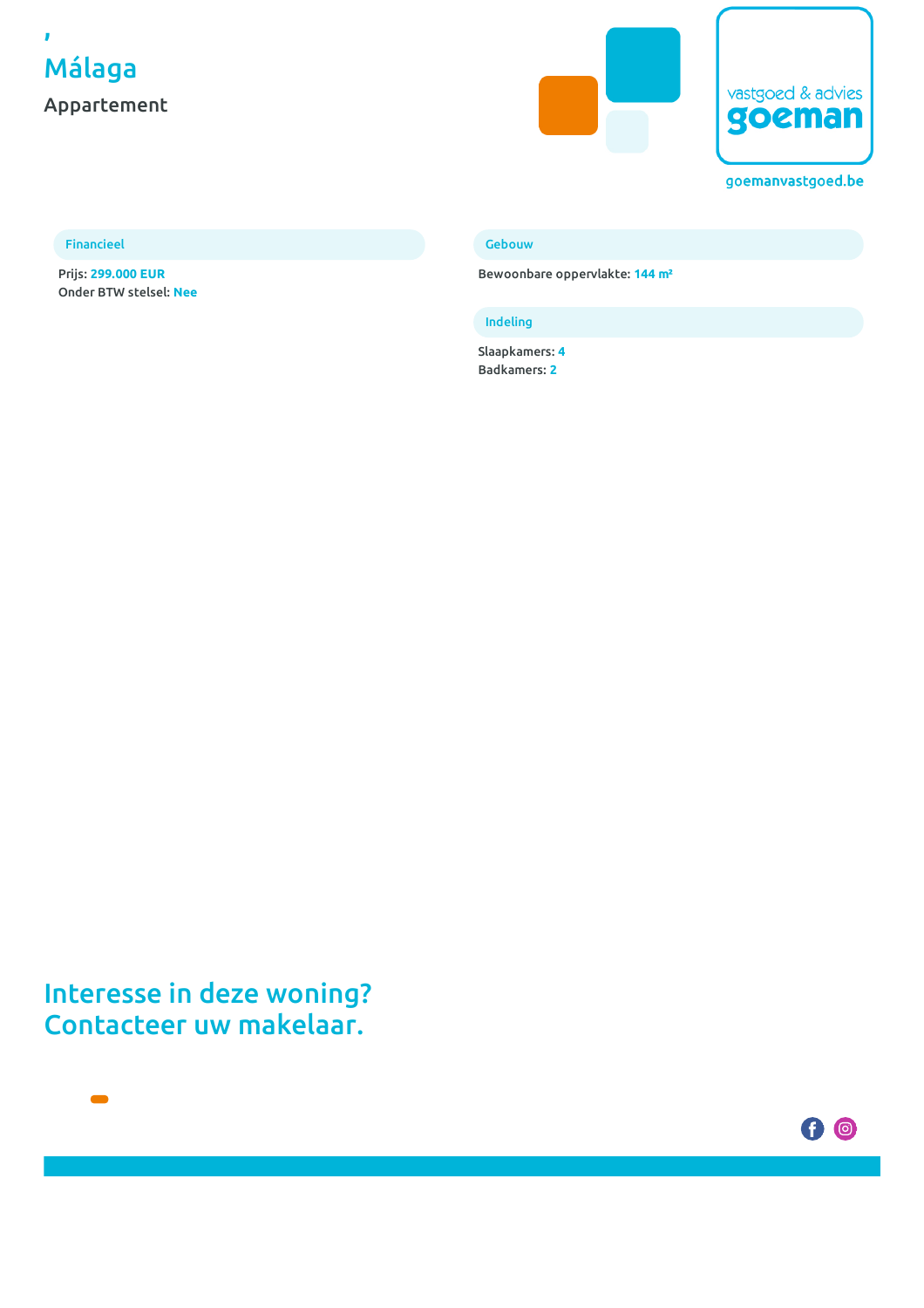,

# Málaga

Appartement

vastgoed & advies goeman

goemanvastgoed.be

## Financieel

**Prijs:** 299.000 EUR
**Onder BTW stelsel:** Nee

## Gebouw

**Bewoonbare oppervlakte:** 144 m²

## Indeling

**Slaapkamers:** 4
**Badkamers:** 2

## Interesse in deze woning?
## Contacteer uw makelaar.